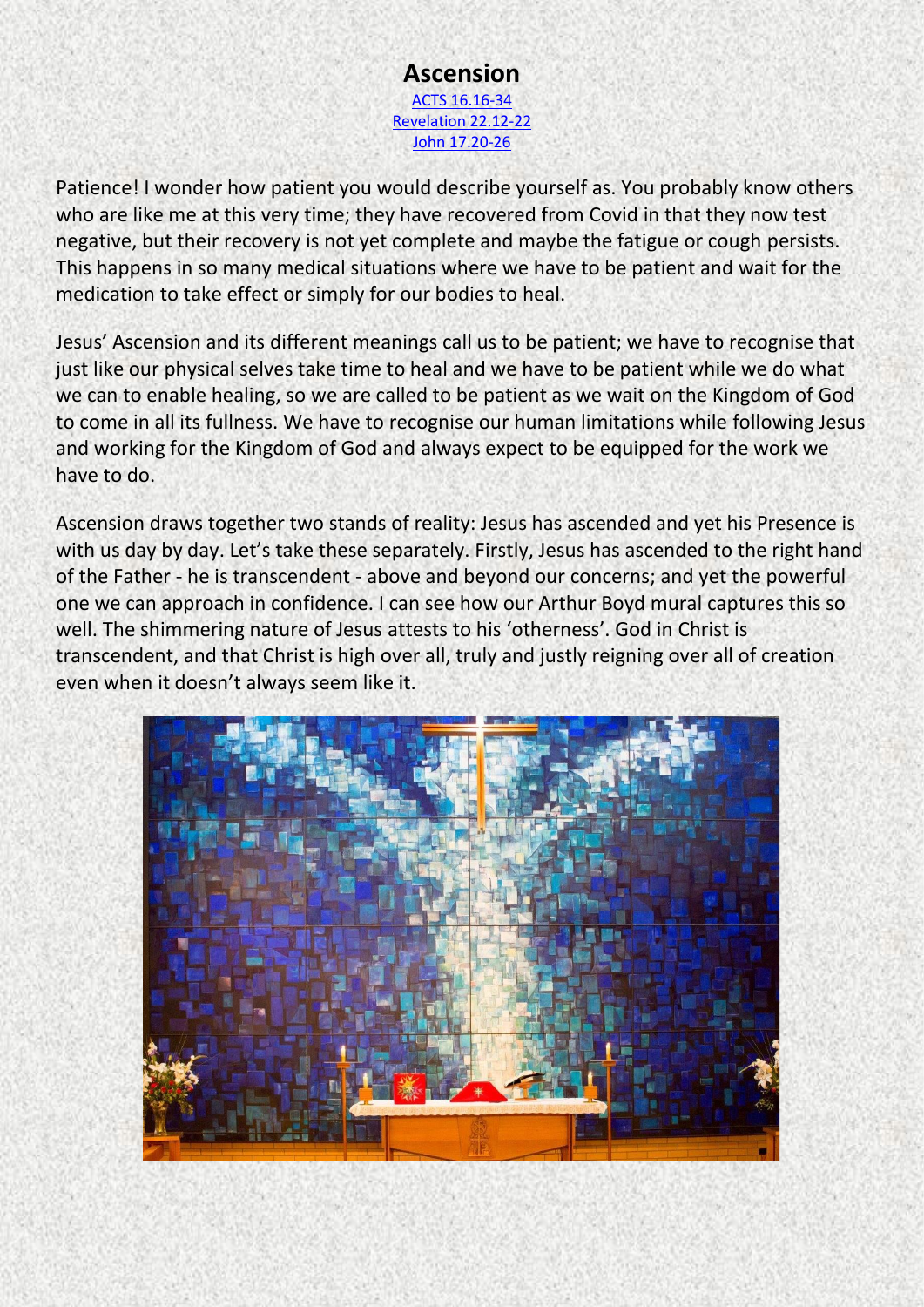# Ascension

[ACTS 16.16-34](#)
[Revelation 22.12-22](#)
[John 17.20-26](#)

Patience! I wonder how patient you would describe yourself as. You probably know others who are like me at this very time; they have recovered from Covid in that they now test negative, but their recovery is not yet complete and maybe the fatigue or cough persists. This happens in so many medical situations where we have to be patient and wait for the medication to take effect or simply for our bodies to heal.

Jesus' Ascension and its different meanings call us to be patient; we have to recognise that just like our physical selves take time to heal and we have to be patient while we do what we can to enable healing, so we are called to be patient as we wait on the Kingdom of God to come in all its fullness. We have to recognise our human limitations while following Jesus and working for the Kingdom of God and always expect to be equipped for the work we have to do.

Ascension draws together two stands of reality: Jesus has ascended and yet his Presence is with us day by day. Let's take these separately. Firstly, Jesus has ascended to the right hand of the Father - he is transcendent - above and beyond our concerns; and yet the powerful one we can approach in confidence. I can see how our Arthur Boyd mural captures this so well. The shimmering nature of Jesus attests to his 'otherness'. God in Christ is transcendent, and that Christ is high over all, truly and justly reigning over all of creation even when it doesn't always seem like it.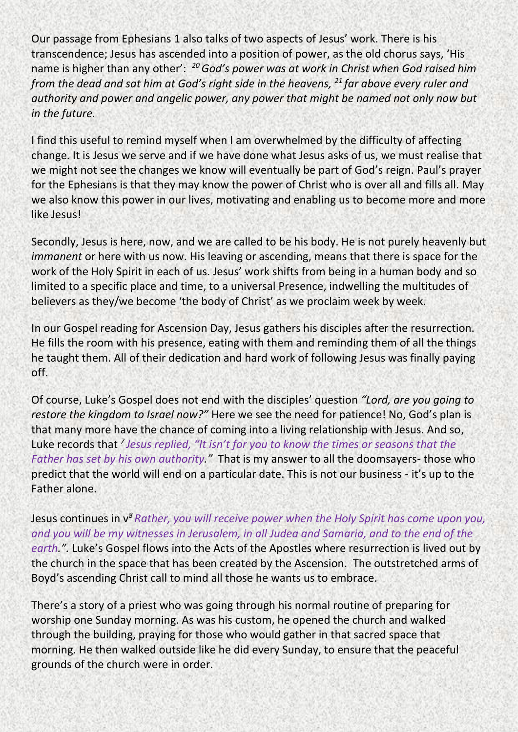Our passage from Ephesians 1 also talks of two aspects of Jesus' work. There is his transcendence; Jesus has ascended into a position of power, as the old chorus says, 'His name is higher than any other': [20] *God's power was at work in Christ when God raised him from the dead and sat him at God's right side in the heavens,* [21] *far above every ruler and authority and power and angelic power, any power that might be named not only now but in the future.*

I find this useful to remind myself when I am overwhelmed by the difficulty of affecting change. It is Jesus we serve and if we have done what Jesus asks of us, we must realise that we might not see the changes we know will eventually be part of God's reign. Paul's prayer for the Ephesians is that they may know the power of Christ who is over all and fills all. May we also know this power in our lives, motivating and enabling us to become more and more like Jesus!

Secondly, Jesus is here, now, and we are called to be his body. He is not purely heavenly but *immanent* or here with us now. His leaving or ascending, means that there is space for the work of the Holy Spirit in each of us. Jesus' work shifts from being in a human body and so limited to a specific place and time, to a universal Presence, indwelling the multitudes of believers as they/we become 'the body of Christ' as we proclaim week by week.

In our Gospel reading for Ascension Day, Jesus gathers his disciples after the resurrection. He fills the room with his presence, eating with them and reminding them of all the things he taught them. All of their dedication and hard work of following Jesus was finally paying off.

Of course, Luke's Gospel does not end with the disciples' question *"Lord, are you going to restore the kingdom to Israel now?"* Here we see the need for patience! No, God's plan is that many more have the chance of coming into a living relationship with Jesus. And so, Luke records that [7] *Jesus replied, "It isn't for you to know the times or seasons that the Father has set by his own authority."* That is my answer to all the doomsayers- those who predict that the world will end on a particular date. This is not our business - it's up to the Father alone.

Jesus continues in v[8] *Rather, you will receive power when the Holy Spirit has come upon you, and you will be my witnesses in Jerusalem, in all Judea and Samaria, and to the end of the earth.".* Luke's Gospel flows into the Acts of the Apostles where resurrection is lived out by the church in the space that has been created by the Ascension. The outstretched arms of Boyd's ascending Christ call to mind all those he wants us to embrace.

There's a story of a priest who was going through his normal routine of preparing for worship one Sunday morning. As was his custom, he opened the church and walked through the building, praying for those who would gather in that sacred space that morning. He then walked outside like he did every Sunday, to ensure that the peaceful grounds of the church were in order.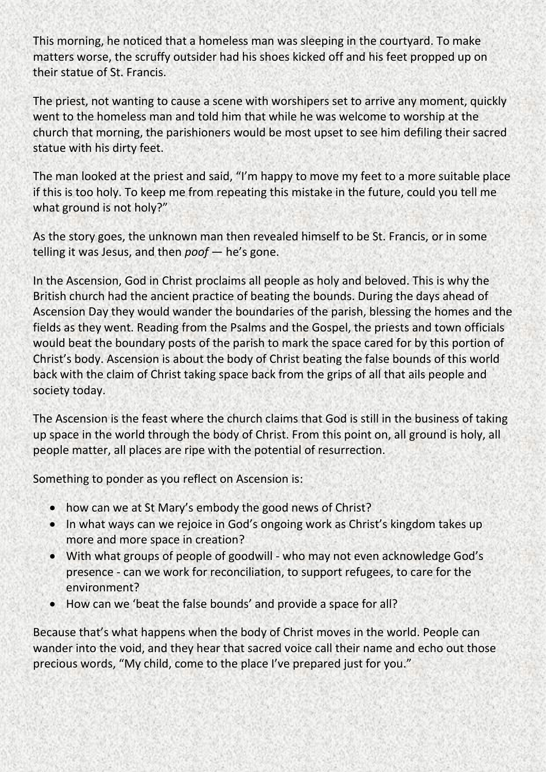This morning, he noticed that a homeless man was sleeping in the courtyard. To make matters worse, the scruffy outsider had his shoes kicked off and his feet propped up on their statue of St. Francis.

The priest, not wanting to cause a scene with worshipers set to arrive any moment, quickly went to the homeless man and told him that while he was welcome to worship at the church that morning, the parishioners would be most upset to see him defiling their sacred statue with his dirty feet.

The man looked at the priest and said, "I'm happy to move my feet to a more suitable place if this is too holy. To keep me from repeating this mistake in the future, could you tell me what ground is not holy?"

As the story goes, the unknown man then revealed himself to be St. Francis, or in some telling it was Jesus, and then *poof* — he's gone.

In the Ascension, God in Christ proclaims all people as holy and beloved. This is why the British church had the ancient practice of beating the bounds. During the days ahead of Ascension Day they would wander the boundaries of the parish, blessing the homes and the fields as they went. Reading from the Psalms and the Gospel, the priests and town officials would beat the boundary posts of the parish to mark the space cared for by this portion of Christ's body. Ascension is about the body of Christ beating the false bounds of this world back with the claim of Christ taking space back from the grips of all that ails people and society today.

The Ascension is the feast where the church claims that God is still in the business of taking up space in the world through the body of Christ. From this point on, all ground is holy, all people matter, all places are ripe with the potential of resurrection.

Something to ponder as you reflect on Ascension is:

- how can we at St Mary's embody the good news of Christ?
- In what ways can we rejoice in God's ongoing work as Christ's kingdom takes up more and more space in creation?
- With what groups of people of goodwill - who may not even acknowledge God's presence - can we work for reconciliation, to support refugees, to care for the environment?
- How can we 'beat the false bounds' and provide a space for all?

Because that's what happens when the body of Christ moves in the world. People can wander into the void, and they hear that sacred voice call their name and echo out those precious words, "My child, come to the place I've prepared just for you."